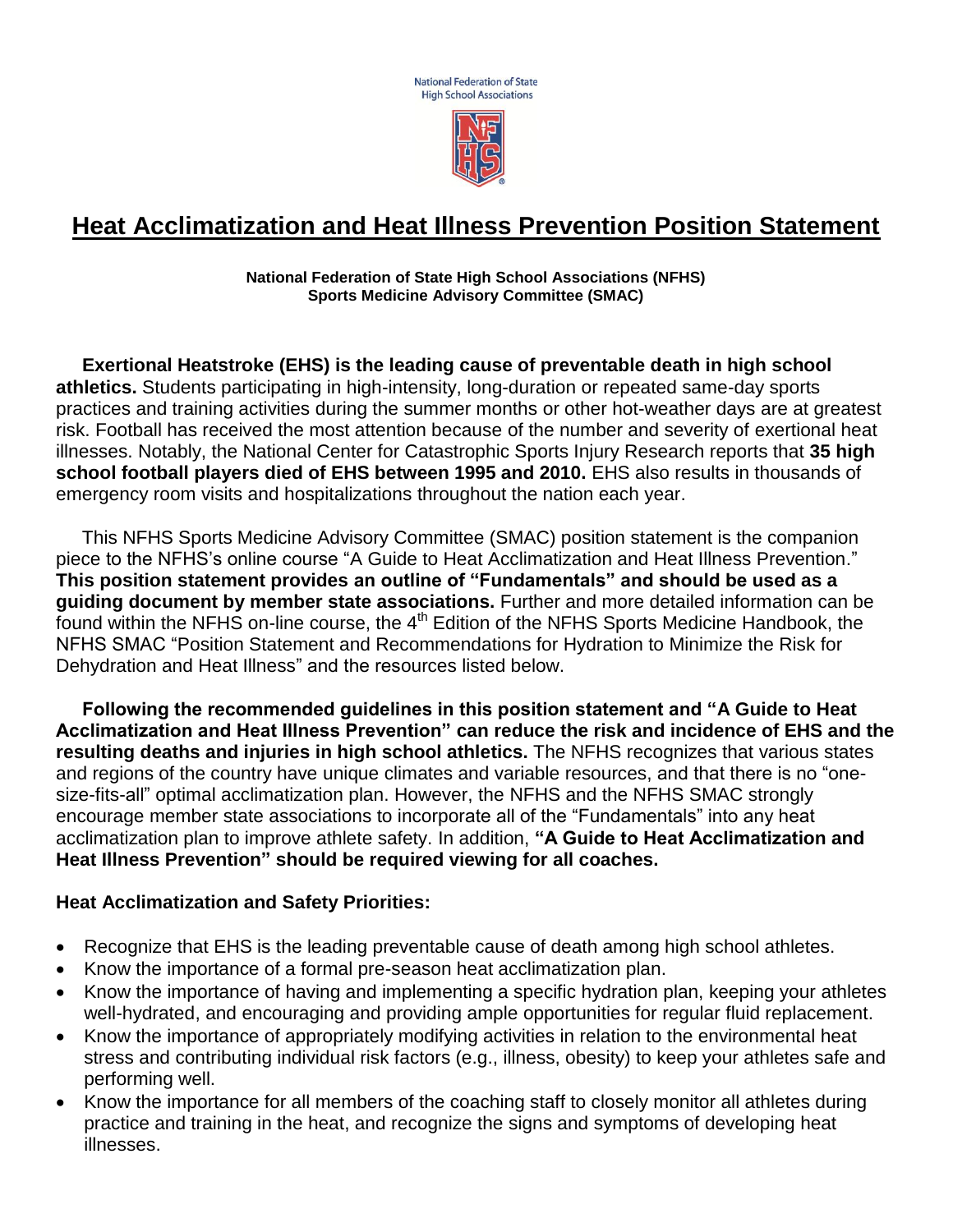National Federation of State High School Associations

# Heat Acclimatization and Heat Illness Prevention Position Statement

**National Federation of State High School Associations (NFHS)**
**Sports Medicine Advisory Committee (SMAC)**

**Exertional Heatstroke (EHS) is the leading cause of preventable death in high school athletics.** Students participating in high-intensity, long-duration or repeated same-day sports practices and training activities during the summer months or other hot-weather days are at greatest risk. Football has received the most attention because of the number and severity of exertional heat illnesses. Notably, the National Center for Catastrophic Sports Injury Research reports that **35 high school football players died of EHS between 1995 and 2010.** EHS also results in thousands of emergency room visits and hospitalizations throughout the nation each year.

This NFHS Sports Medicine Advisory Committee (SMAC) position statement is the companion piece to the NFHS's online course "A Guide to Heat Acclimatization and Heat Illness Prevention." **This position statement provides an outline of "Fundamentals" and should be used as a guiding document by member state associations.** Further and more detailed information can be found within the NFHS on-line course, the 4th Edition of the NFHS Sports Medicine Handbook, the NFHS SMAC "Position Statement and Recommendations for Hydration to Minimize the Risk for Dehydration and Heat Illness" and the resources listed below.

**Following the recommended guidelines in this position statement and "A Guide to Heat Acclimatization and Heat Illness Prevention" can reduce the risk and incidence of EHS and the resulting deaths and injuries in high school athletics.** The NFHS recognizes that various states and regions of the country have unique climates and variable resources, and that there is no "one-size-fits-all" optimal acclimatization plan. However, the NFHS and the NFHS SMAC strongly encourage member state associations to incorporate all of the "Fundamentals" into any heat acclimatization plan to improve athlete safety. In addition, **"A Guide to Heat Acclimatization and Heat Illness Prevention" should be required viewing for all coaches.**

**Heat Acclimatization and Safety Priorities:**

- Recognize that EHS is the leading preventable cause of death among high school athletes.
- Know the importance of a formal pre-season heat acclimatization plan.
- Know the importance of having and implementing a specific hydration plan, keeping your athletes well-hydrated, and encouraging and providing ample opportunities for regular fluid replacement.
- Know the importance of appropriately modifying activities in relation to the environmental heat stress and contributing individual risk factors (e.g., illness, obesity) to keep your athletes safe and performing well.
- Know the importance for all members of the coaching staff to closely monitor all athletes during practice and training in the heat, and recognize the signs and symptoms of developing heat illnesses.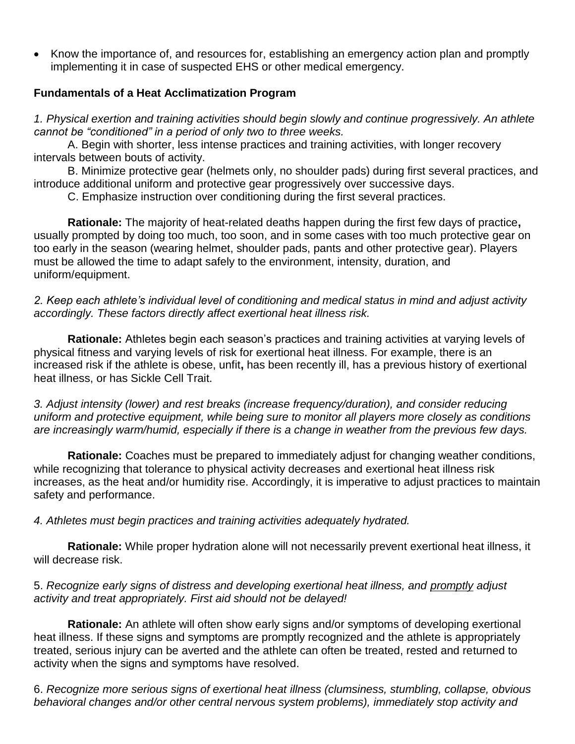- Know the importance of, and resources for, establishing an emergency action plan and promptly implementing it in case of suspected EHS or other medical emergency.

**Fundamentals of a Heat Acclimatization Program**

*1. Physical exertion and training activities should begin slowly and continue progressively. An athlete cannot be "conditioned" in a period of only two to three weeks.*

A. Begin with shorter, less intense practices and training activities, with longer recovery intervals between bouts of activity.

B. Minimize protective gear (helmets only, no shoulder pads) during first several practices, and introduce additional uniform and protective gear progressively over successive days.

C. Emphasize instruction over conditioning during the first several practices.

**Rationale:** The majority of heat-related deaths happen during the first few days of practice**,** usually prompted by doing too much, too soon, and in some cases with too much protective gear on too early in the season (wearing helmet, shoulder pads, pants and other protective gear). Players must be allowed the time to adapt safely to the environment, intensity, duration, and uniform/equipment.

*2. Keep each athlete's individual level of conditioning and medical status in mind and adjust activity accordingly. These factors directly affect exertional heat illness risk.*

**Rationale:** Athletes begin each season's practices and training activities at varying levels of physical fitness and varying levels of risk for exertional heat illness. For example, there is an increased risk if the athlete is obese, unfit**,** has been recently ill, has a previous history of exertional heat illness, or has Sickle Cell Trait.

*3. Adjust intensity (lower) and rest breaks (increase frequency/duration), and consider reducing uniform and protective equipment, while being sure to monitor all players more closely as conditions are increasingly warm/humid, especially if there is a change in weather from the previous few days.*

**Rationale:** Coaches must be prepared to immediately adjust for changing weather conditions, while recognizing that tolerance to physical activity decreases and exertional heat illness risk increases, as the heat and/or humidity rise. Accordingly, it is imperative to adjust practices to maintain safety and performance.

*4. Athletes must begin practices and training activities adequately hydrated.*

**Rationale:** While proper hydration alone will not necessarily prevent exertional heat illness, it will decrease risk.

5. *Recognize early signs of distress and developing exertional heat illness, and <u>promptly</u> adjust activity and treat appropriately. First aid should not be delayed!*

**Rationale:** An athlete will often show early signs and/or symptoms of developing exertional heat illness. If these signs and symptoms are promptly recognized and the athlete is appropriately treated, serious injury can be averted and the athlete can often be treated, rested and returned to activity when the signs and symptoms have resolved.

6. *Recognize more serious signs of exertional heat illness (clumsiness, stumbling, collapse, obvious behavioral changes and/or other central nervous system problems), immediately stop activity and*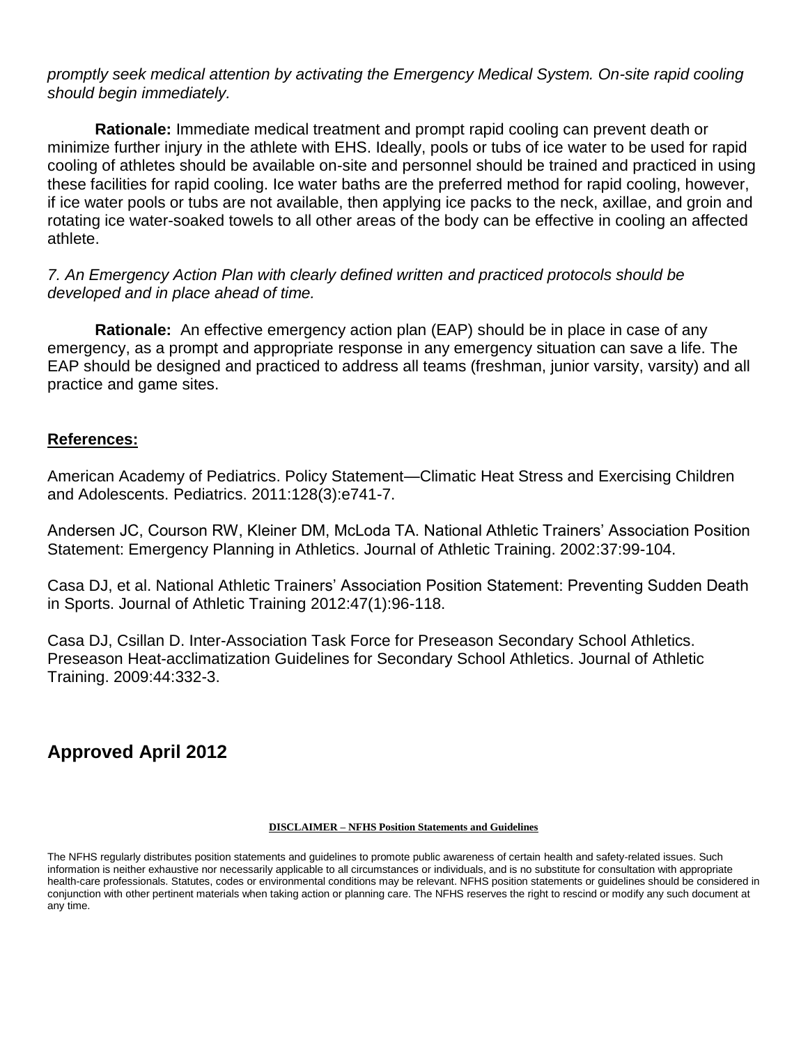*promptly seek medical attention by activating the Emergency Medical System. On-site rapid cooling should begin immediately.*

**Rationale:** Immediate medical treatment and prompt rapid cooling can prevent death or minimize further injury in the athlete with EHS. Ideally, pools or tubs of ice water to be used for rapid cooling of athletes should be available on-site and personnel should be trained and practiced in using these facilities for rapid cooling. Ice water baths are the preferred method for rapid cooling, however, if ice water pools or tubs are not available, then applying ice packs to the neck, axillae, and groin and rotating ice water-soaked towels to all other areas of the body can be effective in cooling an affected athlete.

*7. An Emergency Action Plan with clearly defined written and practiced protocols should be developed and in place ahead of time.*

**Rationale:** An effective emergency action plan (EAP) should be in place in case of any emergency, as a prompt and appropriate response in any emergency situation can save a life. The EAP should be designed and practiced to address all teams (freshman, junior varsity, varsity) and all practice and game sites.

## References:

American Academy of Pediatrics. Policy Statement—Climatic Heat Stress and Exercising Children and Adolescents. Pediatrics. 2011:128(3):e741-7.

Andersen JC, Courson RW, Kleiner DM, McLoda TA. National Athletic Trainers' Association Position Statement: Emergency Planning in Athletics. Journal of Athletic Training. 2002:37:99-104.

Casa DJ, et al. National Athletic Trainers' Association Position Statement: Preventing Sudden Death in Sports. Journal of Athletic Training 2012:47(1):96-118.

Casa DJ, Csillan D. Inter-Association Task Force for Preseason Secondary School Athletics. Preseason Heat-acclimatization Guidelines for Secondary School Athletics. Journal of Athletic Training. 2009:44:332-3.

## Approved April 2012

**DISCLAIMER – NFHS Position Statements and Guidelines**

The NFHS regularly distributes position statements and guidelines to promote public awareness of certain health and safety-related issues. Such information is neither exhaustive nor necessarily applicable to all circumstances or individuals, and is no substitute for consultation with appropriate health-care professionals. Statutes, codes or environmental conditions may be relevant. NFHS position statements or guidelines should be considered in conjunction with other pertinent materials when taking action or planning care. The NFHS reserves the right to rescind or modify any such document at any time.